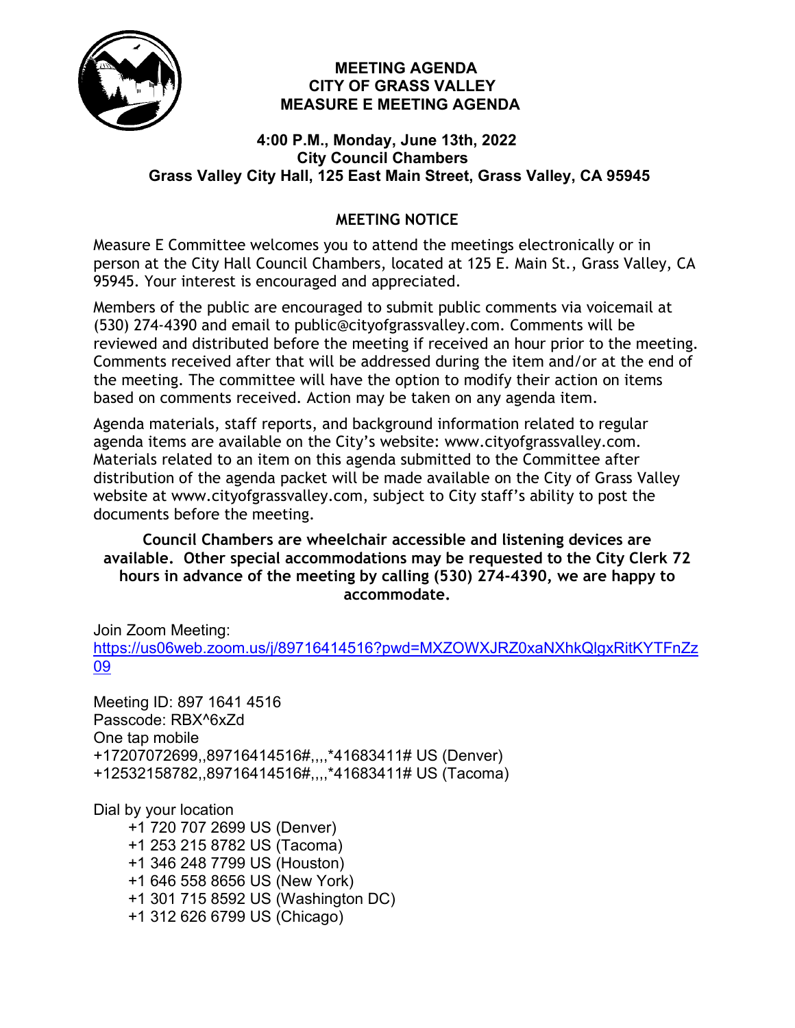# MEETING AGENDA
# CITY OF GRASS VALLEY
# MEASURE E MEETING AGENDA

### 4:00 P.M., Monday, June 13th, 2022
### City Council Chambers
### Grass Valley City Hall, 125 East Main Street, Grass Valley, CA 95945

## MEETING NOTICE

Measure E Committee welcomes you to attend the meetings electronically or in person at the City Hall Council Chambers, located at 125 E. Main St., Grass Valley, CA 95945. Your interest is encouraged and appreciated.

Members of the public are encouraged to submit public comments via voicemail at (530) 274-4390 and email to public@cityofgrassvalley.com. Comments will be reviewed and distributed before the meeting if received an hour prior to the meeting. Comments received after that will be addressed during the item and/or at the end of the meeting. The committee will have the option to modify their action on items based on comments received. Action may be taken on any agenda item.

Agenda materials, staff reports, and background information related to regular agenda items are available on the City's website: www.cityofgrassvalley.com. Materials related to an item on this agenda submitted to the Committee after distribution of the agenda packet will be made available on the City of Grass Valley website at www.cityofgrassvalley.com, subject to City staff's ability to post the documents before the meeting.

**Council Chambers are wheelchair accessible and listening devices are available. Other special accommodations may be requested to the City Clerk 72 hours in advance of the meeting by calling (530) 274-4390, we are happy to accommodate.**

Join Zoom Meeting:
https://us06web.zoom.us/j/89716414516?pwd=MXZOWXJRZ0xaNXhkQlgxRitKYTFnZz09

Meeting ID: 897 1641 4516
Passcode: RBX^6xZd
One tap mobile
+17207072699,,89716414516#,,,,*41683411# US (Denver)
+12532158782,,89716414516#,,,,*41683411# US (Tacoma)

Dial by your location
- +1 720 707 2699 US (Denver)
- +1 253 215 8782 US (Tacoma)
- +1 346 248 7799 US (Houston)
- +1 646 558 8656 US (New York)
- +1 301 715 8592 US (Washington DC)
- +1 312 626 6799 US (Chicago)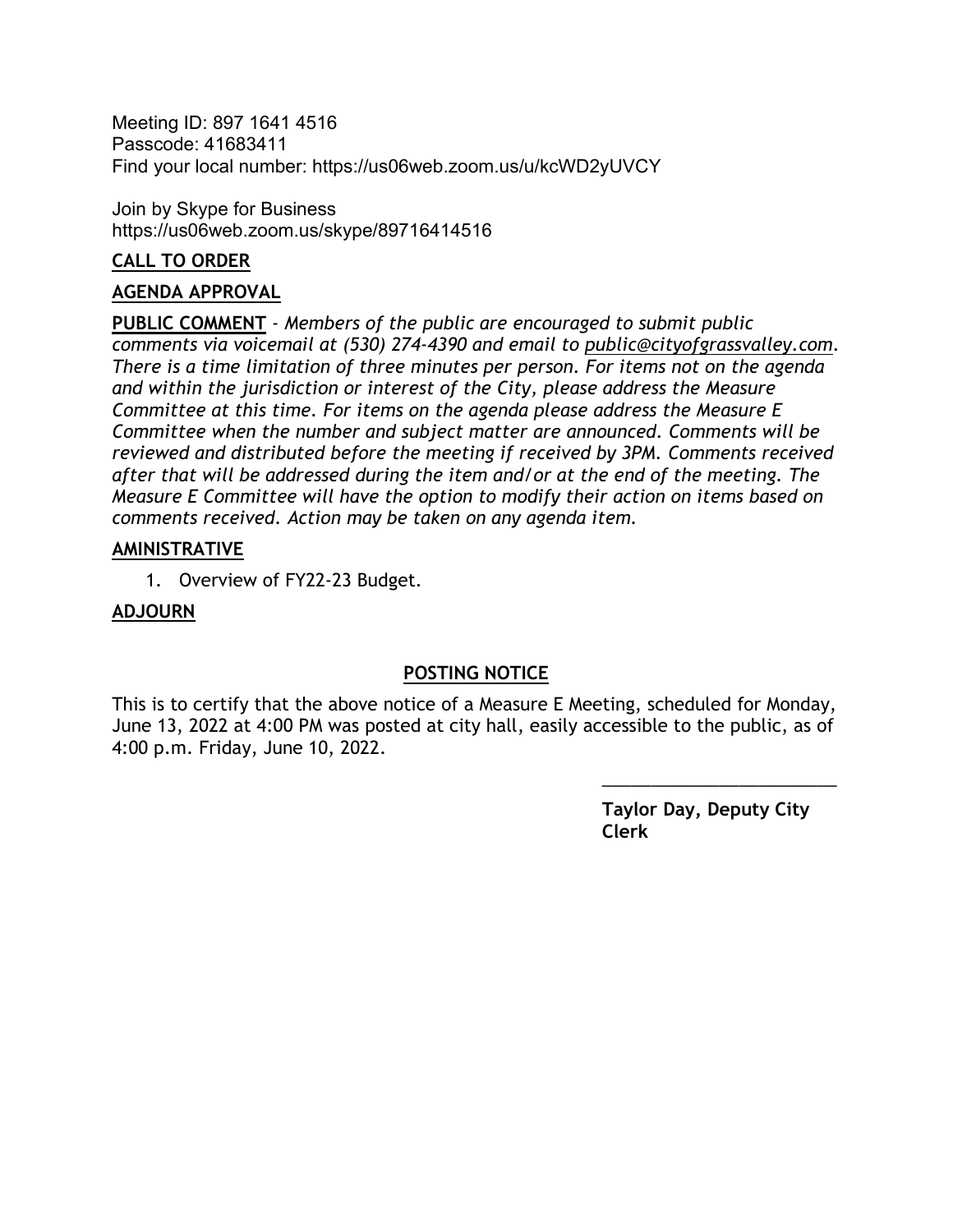Meeting ID: 897 1641 4516
Passcode: 41683411
Find your local number: https://us06web.zoom.us/u/kcWD2yUVCY

Join by Skype for Business
https://us06web.zoom.us/skype/89716414516

**CALL TO ORDER**

**AGENDA APPROVAL**

**PUBLIC COMMENT** - *Members of the public are encouraged to submit public comments via voicemail at (530) 274-4390 and email to public@cityofgrassvalley.com. There is a time limitation of three minutes per person. For items not on the agenda and within the jurisdiction or interest of the City, please address the Measure Committee at this time. For items on the agenda please address the Measure E Committee when the number and subject matter are announced. Comments will be reviewed and distributed before the meeting if received by 3PM. Comments received after that will be addressed during the item and/or at the end of the meeting. The Measure E Committee will have the option to modify their action on items based on comments received. Action may be taken on any agenda item.*

**AMINISTRATIVE**

1. Overview of FY22-23 Budget.

**ADJOURN**

**POSTING NOTICE**

This is to certify that the above notice of a Measure E Meeting, scheduled for Monday, June 13, 2022 at 4:00 PM was posted at city hall, easily accessible to the public, as of 4:00 p.m. Friday, June 10, 2022.

_________________________

**Taylor Day, Deputy City Clerk**